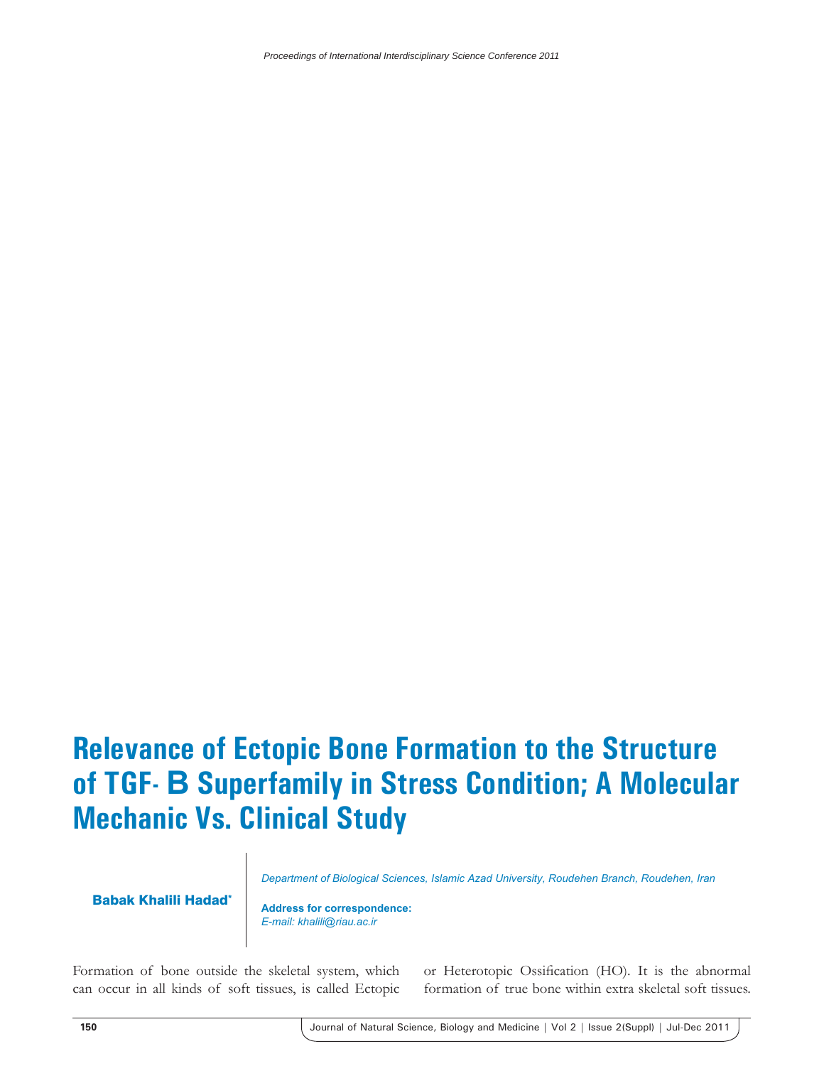# Relevance of Ectopic Bone Formation to the Structure of TGF- B Superfamily in Stress Condition; A Molecular Mechanic Vs. Clinical Study

**Babak Khalili Hadad***

*Department of Biological Sciences, Islamic Azad University, Roudehen Branch, Roudehen, Iran*

**Address for correspondence:**
*E-mail: khalili@riau.ac.ir*

Formation of bone outside the skeletal system, which can occur in all kinds of soft tissues, is called Ectopic or Heterotopic Ossification (HO). It is the abnormal formation of true bone within extra skeletal soft tissues.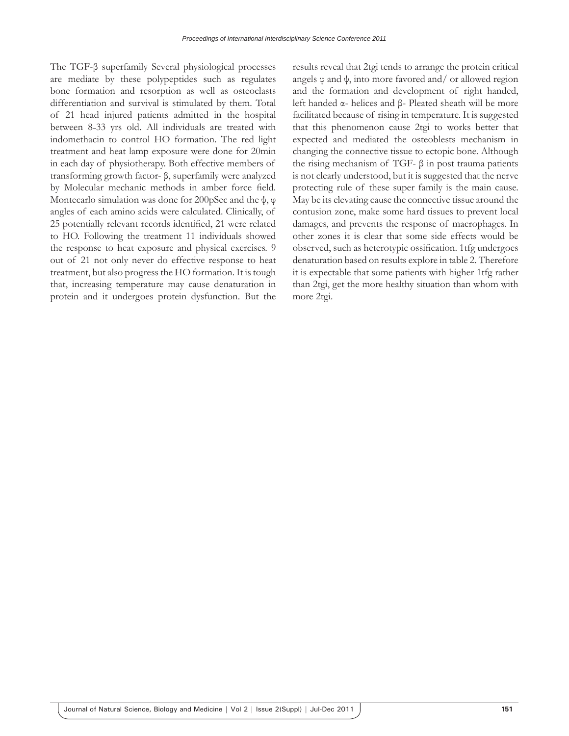The TGF-β superfamily Several physiological processes are mediate by these polypeptides such as regulates bone formation and resorption as well as osteoclasts differentiation and survival is stimulated by them. Total of 21 head injured patients admitted in the hospital between 8-33 yrs old. All individuals are treated with indomethacin to control HO formation. The red light treatment and heat lamp exposure were done for 20min in each day of physiotherapy. Both effective members of transforming growth factor- β, superfamily were analyzed by Molecular mechanic methods in amber force field. Montecarlo simulation was done for 200pSec and the ψ, φ angles of each amino acids were calculated. Clinically, of 25 potentially relevant records identified, 21 were related to HO. Following the treatment 11 individuals showed the response to heat exposure and physical exercises. 9 out of 21 not only never do effective response to heat treatment, but also progress the HO formation. It is tough that, increasing temperature may cause denaturation in protein and it undergoes protein dysfunction. But the results reveal that 2tgi tends to arrange the protein critical angels φ and ψ, into more favored and/ or allowed region and the formation and development of right handed, left handed α- helices and β- Pleated sheath will be more facilitated because of rising in temperature. It is suggested that this phenomenon cause 2tgi to works better that expected and mediated the osteoblests mechanism in changing the connective tissue to ectopic bone. Although the rising mechanism of TGF- β in post trauma patients is not clearly understood, but it is suggested that the nerve protecting rule of these super family is the main cause. May be its elevating cause the connective tissue around the contusion zone, make some hard tissues to prevent local damages, and prevents the response of macrophages. In other zones it is clear that some side effects would be observed, such as heterotypic ossification. 1tfg undergoes denaturation based on results explore in table 2. Therefore it is expectable that some patients with higher 1tfg rather than 2tgi, get the more healthy situation than whom with more 2tgi.